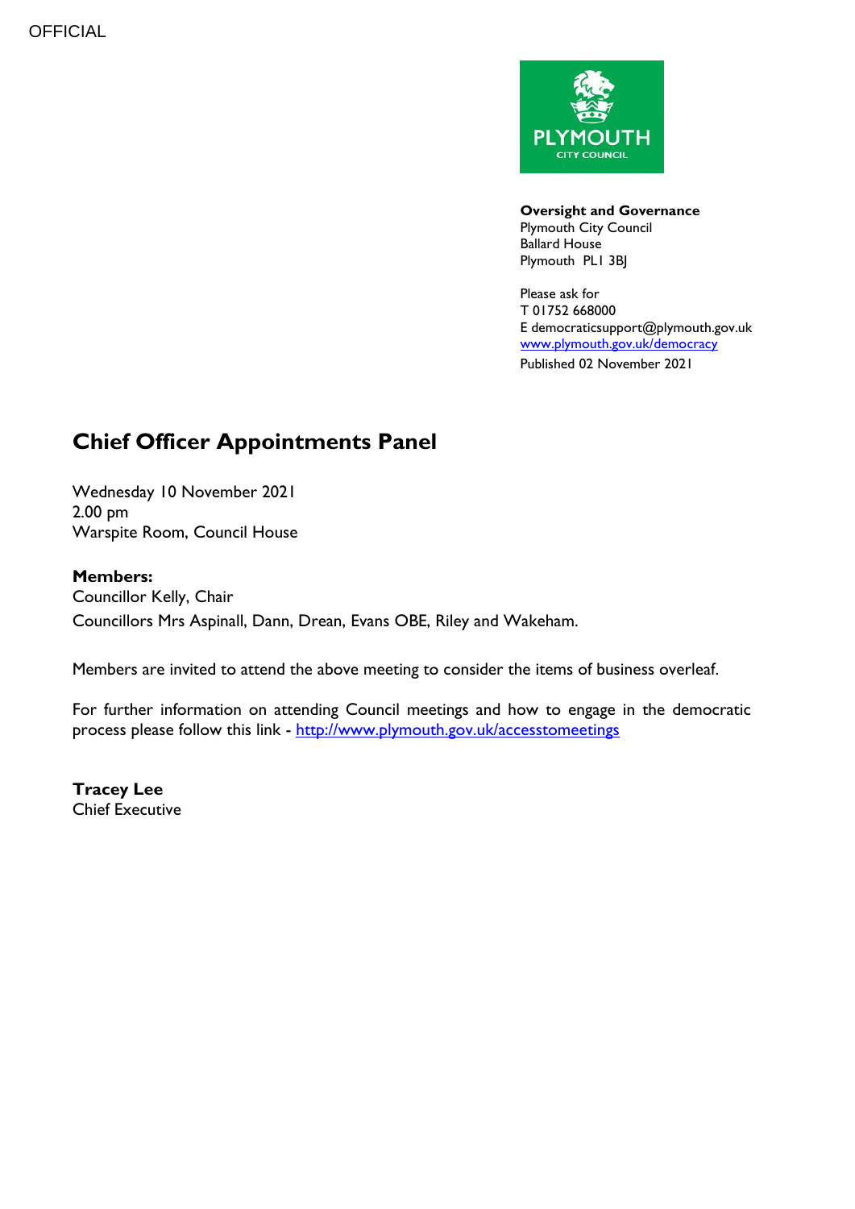OFFICIAL

**Oversight and Governance**
Plymouth City Council
Ballard House
Plymouth PL1 3BJ

Please ask for
T 01752 668000
E democraticsupport@plymouth.gov.uk
[www.plymouth.gov.uk/democracy](www.plymouth.gov.uk/democracy)
Published 02 November 2021

# Chief Officer Appointments Panel

Wednesday 10 November 2021
2.00 pm
Warspite Room, Council House

**Members:**
Councillor Kelly, Chair
Councillors Mrs Aspinall, Dann, Drean, Evans OBE, Riley and Wakeham.

Members are invited to attend the above meeting to consider the items of business overleaf.

For further information on attending Council meetings and how to engage in the democratic process please follow this link - [http://www.plymouth.gov.uk/accesstomeetings](http://www.plymouth.gov.uk/accesstomeetings)

**Tracey Lee**
Chief Executive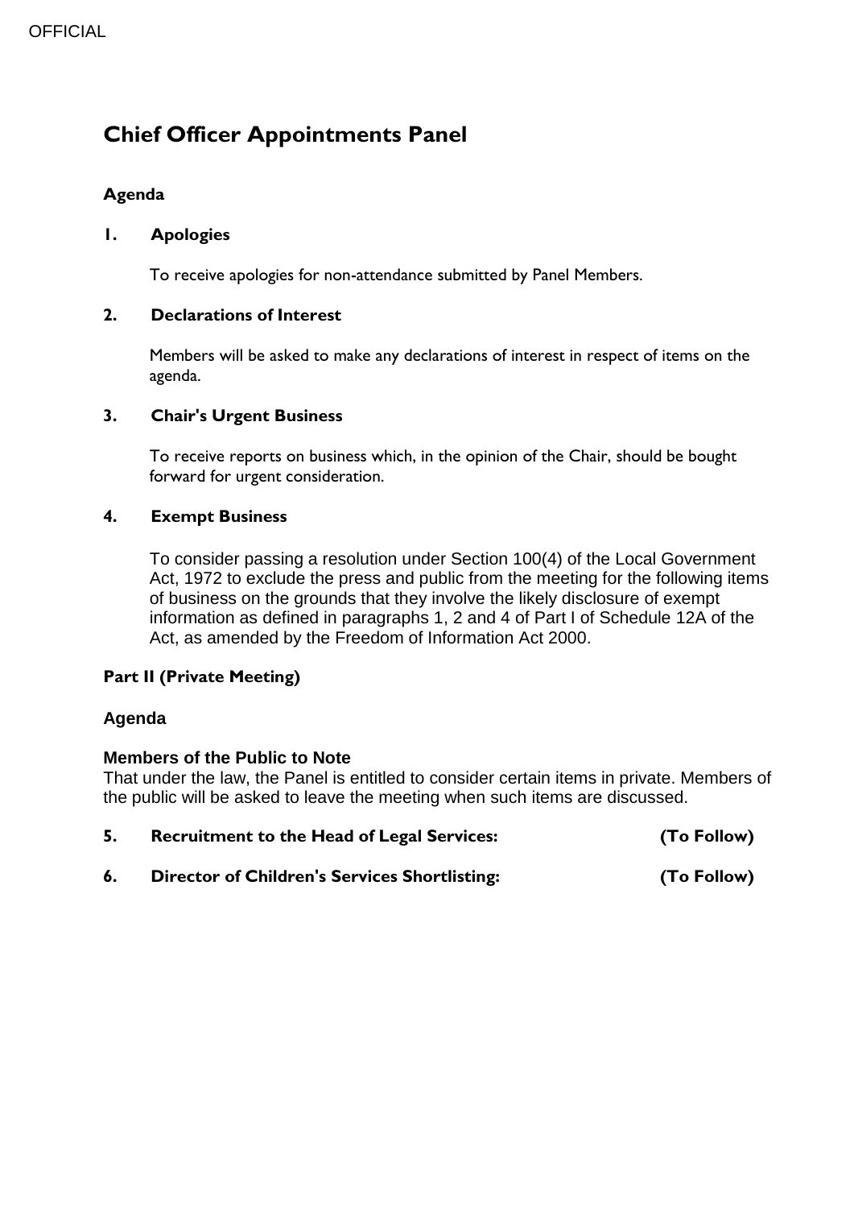# Chief Officer Appointments Panel

**Agenda**

**1. Apologies**

To receive apologies for non-attendance submitted by Panel Members.

**2. Declarations of Interest**

Members will be asked to make any declarations of interest in respect of items on the agenda.

**3. Chair's Urgent Business**

To receive reports on business which, in the opinion of the Chair, should be bought forward for urgent consideration.

**4. Exempt Business**

To consider passing a resolution under Section 100(4) of the Local Government Act, 1972 to exclude the press and public from the meeting for the following items of business on the grounds that they involve the likely disclosure of exempt information as defined in paragraphs 1, 2 and 4 of Part I of Schedule 12A of the Act, as amended by the Freedom of Information Act 2000.

**Part II (Private Meeting)**

**Agenda**

**Members of the Public to Note**
That under the law, the Panel is entitled to consider certain items in private. Members of the public will be asked to leave the meeting when such items are discussed.

**5. Recruitment to the Head of Legal Services: (To Follow)**

**6. Director of Children's Services Shortlisting: (To Follow)**